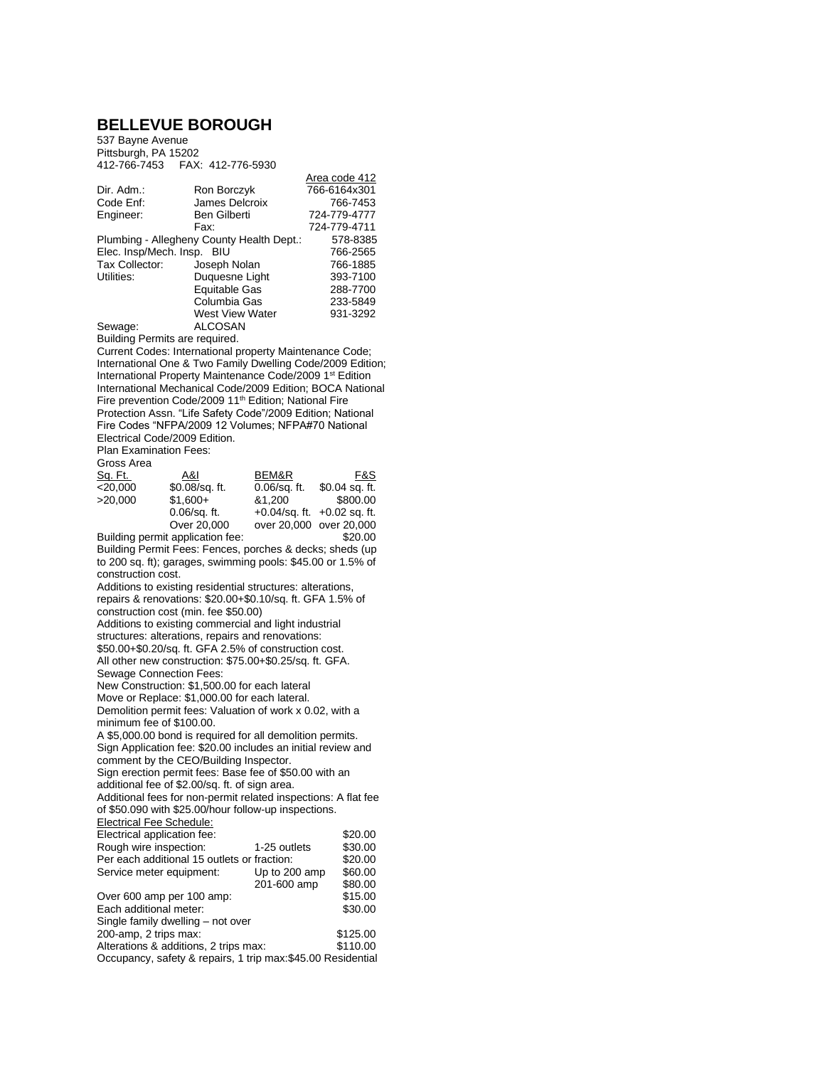# BELLEVUE BOROUGH

537 Bayne Avenue
Pittsburgh, PA 15202
412-766-7453 FAX: 412-776-5930

| | | Area code 412 |
|---|---|---|
| Dir. Adm.: | Ron Borczyk | 766-6164x301 |
| Code Enf: | James Delcroix | 766-7453 |
| Engineer: | Ben Gilberti | 724-779-4777 |
| | Fax: | 724-779-4711 |
| Plumbing - Allegheny County Health Dept.: | | 578-8385 |
| Elec. Insp/Mech. Insp. | BIU | 766-2565 |
| Tax Collector: | Joseph Nolan | 766-1885 |
| Utilities: | Duquesne Light | 393-7100 |
| | Equitable Gas | 288-7700 |
| | Columbia Gas | 233-5849 |
| | West View Water | 931-3292 |
| Sewage: | ALCOSAN | |

Building Permits are required.

Current Codes: International property Maintenance Code; International One & Two Family Dwelling Code/2009 Edition; International Property Maintenance Code/2009 1st Edition International Mechanical Code/2009 Edition; BOCA National Fire prevention Code/2009 11th Edition; National Fire Protection Assn. "Life Safety Code"/2009 Edition; National Fire Codes "NFPA/2009 12 Volumes; NFPA#70 National Electrical Code/2009 Edition.

Plan Examination Fees:

Gross Area

| Sq. Ft. | A&I | BEM&R | F&S |
|---|---|---|---|
| <20,000 | $0.08/sq. ft. | 0.06/sq. ft. | $0.04 sq. ft. |
| >20,000 | $1,600+ 0.06/sq. ft. Over 20,000 | &1,200 +0.04/sq. ft. over 20,000 | $800.00 +0.02 sq. ft. over 20,000 |

Building permit application fee: $20.00

Building Permit Fees: Fences, porches & decks; sheds (up to 200 sq. ft); garages, swimming pools: $45.00 or 1.5% of construction cost.

Additions to existing residential structures: alterations, repairs & renovations: $20.00+$0.10/sq. ft. GFA 1.5% of construction cost (min. fee $50.00)

Additions to existing commercial and light industrial structures: alterations, repairs and renovations: $50.00+$0.20/sq. ft. GFA 2.5% of construction cost.

All other new construction: $75.00+$0.25/sq. ft. GFA.

Sewage Connection Fees:

New Construction: $1,500.00 for each lateral

Move or Replace: $1,000.00 for each lateral.

Demolition permit fees: Valuation of work x 0.02, with a minimum fee of $100.00.

A $5,000.00 bond is required for all demolition permits.

Sign Application fee: $20.00 includes an initial review and comment by the CEO/Building Inspector.

Sign erection permit fees: Base fee of $50.00 with an additional fee of $2.00/sq. ft. of sign area.

Additional fees for non-permit related inspections: A flat fee of $50.090 with $25.00/hour follow-up inspections.

Electrical Fee Schedule:

| | | |
|---|---|---|
| Electrical application fee: | | $20.00 |
| Rough wire inspection: | 1-25 outlets | $30.00 |
| Per each additional 15 outlets or fraction: | | $20.00 |
| Service meter equipment: | Up to 200 amp | $60.00 |
| | 201-600 amp | $80.00 |
| Over 600 amp per 100 amp: | | $15.00 |
| Each additional meter: | | $30.00 |
| Single family dwelling – not over 200-amp, 2 trips max: | | $125.00 |
| Alterations & additions, 2 trips max: | | $110.00 |

Occupancy, safety & repairs, 1 trip max:$45.00 Residential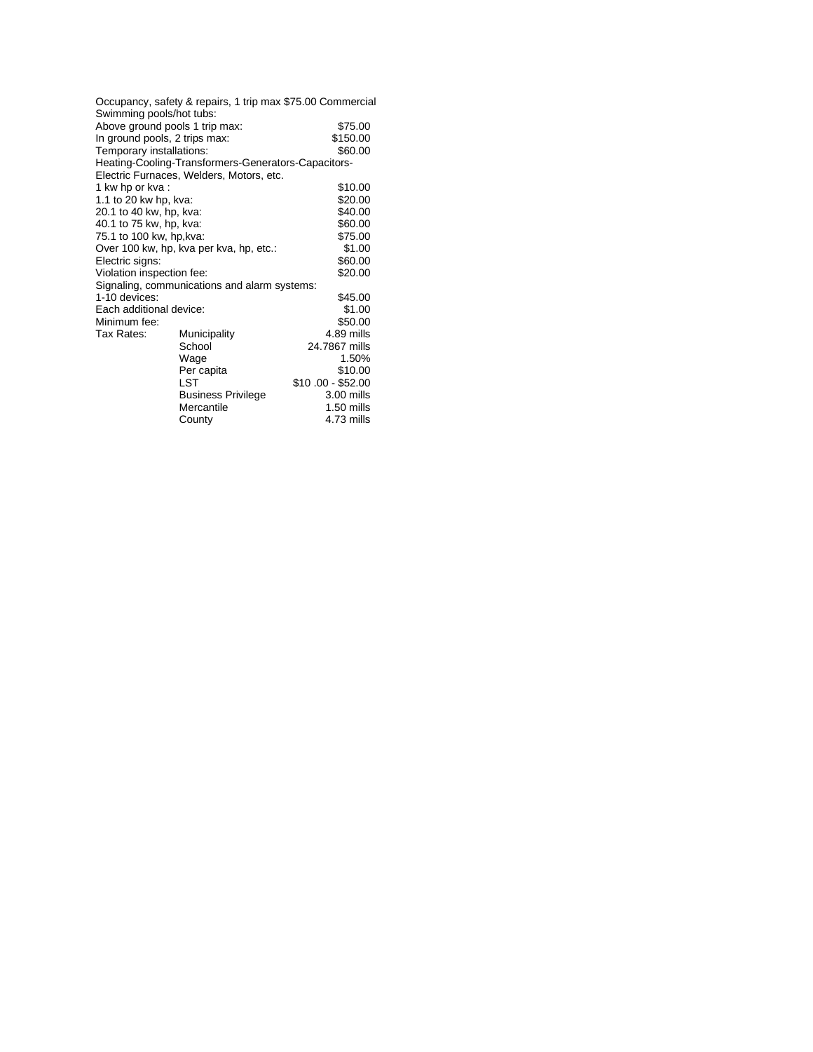Occupancy, safety & repairs, 1 trip max $75.00 Commercial

Swimming pools/hot tubs:

| | |
|---|---|
| Above ground pools 1 trip max: | $75.00 |
| In ground pools, 2 trips max: | $150.00 |
| Temporary installations: | $60.00 |

Heating-Cooling-Transformers-Generators-Capacitors-Electric Furnaces, Welders, Motors, etc.

| | |
|---|---|
| 1 kw hp or kva : | $10.00 |
| 1.1 to 20 kw hp, kva: | $20.00 |
| 20.1 to 40 kw, hp, kva: | $40.00 |
| 40.1 to 75 kw, hp, kva: | $60.00 |
| 75.1 to 100 kw, hp,kva: | $75.00 |
| Over 100 kw, hp, kva per kva, hp, etc.: | $1.00 |
| Electric signs: | $60.00 |
| Violation inspection fee: | $20.00 |

Signaling, communications and alarm systems:

| | |
|---|---|
| 1-10 devices: | $45.00 |
| Each additional device: | $1.00 |
| Minimum fee: | $50.00 |

| | | |
|---|---|---|
| Tax Rates: | Municipality | 4.89 mills |
| | School | 24.7867 mills |
| | Wage | 1.50% |
| | Per capita | $10.00 |
| | LST | $10 .00 - $52.00 |
| | Business Privilege | 3.00 mills |
| | Mercantile | 1.50 mills |
| | County | 4.73 mills |